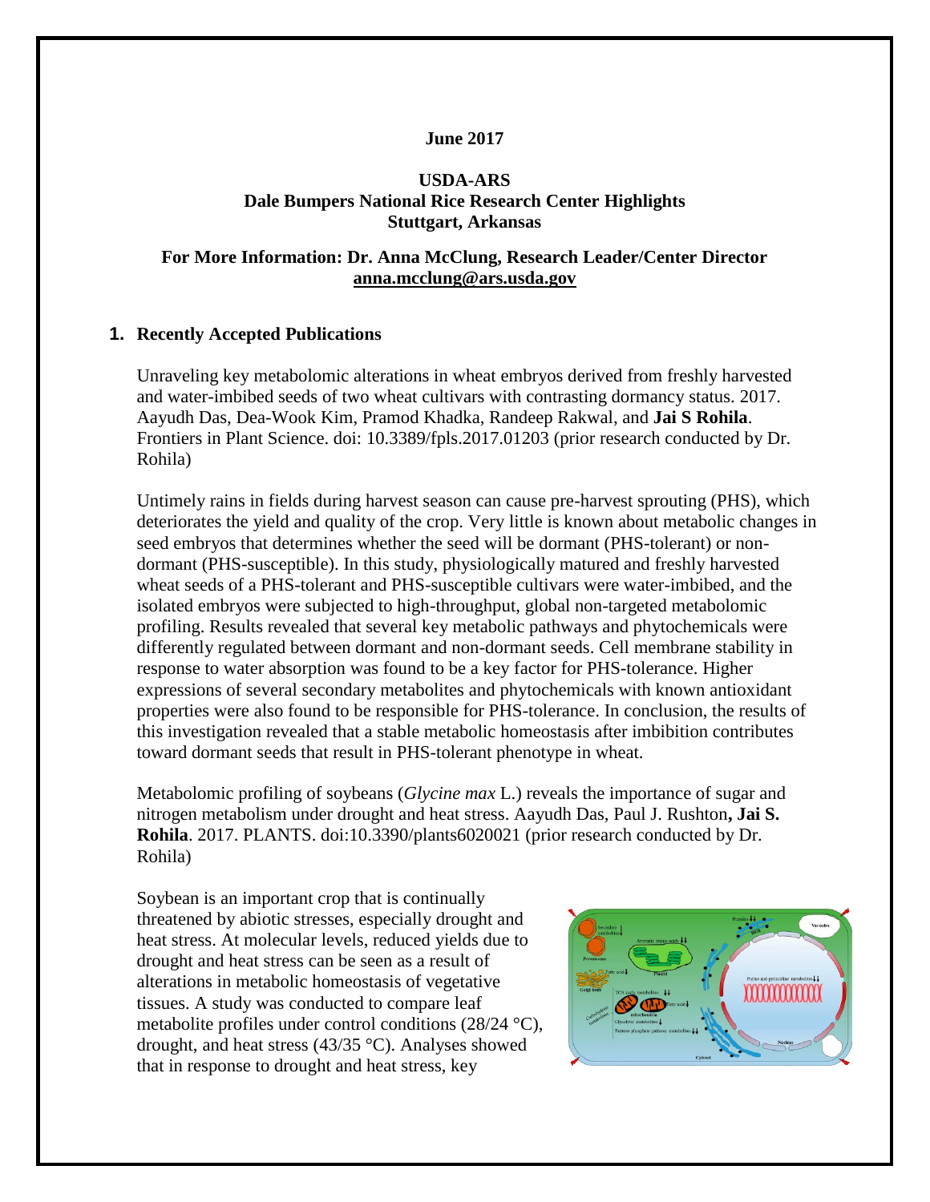**June 2017**

**USDA-ARS**
**Dale Bumpers National Rice Research Center Highlights**
**Stuttgart, Arkansas**

**For More Information: Dr. Anna McClung, Research Leader/Center Director**
**anna.mcclung@ars.usda.gov**

## 1. Recently Accepted Publications

Unraveling key metabolomic alterations in wheat embryos derived from freshly harvested and water-imbibed seeds of two wheat cultivars with contrasting dormancy status. 2017. Aayudh Das, Dea-Wook Kim, Pramod Khadka, Randeep Rakwal, and **Jai S Rohila**. Frontiers in Plant Science. doi: 10.3389/fpls.2017.01203 (prior research conducted by Dr. Rohila)

Untimely rains in fields during harvest season can cause pre-harvest sprouting (PHS), which deteriorates the yield and quality of the crop. Very little is known about metabolic changes in seed embryos that determines whether the seed will be dormant (PHS-tolerant) or non-dormant (PHS-susceptible). In this study, physiologically matured and freshly harvested wheat seeds of a PHS-tolerant and PHS-susceptible cultivars were water-imbibed, and the isolated embryos were subjected to high-throughput, global non-targeted metabolomic profiling. Results revealed that several key metabolic pathways and phytochemicals were differently regulated between dormant and non-dormant seeds. Cell membrane stability in response to water absorption was found to be a key factor for PHS-tolerance. Higher expressions of several secondary metabolites and phytochemicals with known antioxidant properties were also found to be responsible for PHS-tolerance. In conclusion, the results of this investigation revealed that a stable metabolic homeostasis after imbibition contributes toward dormant seeds that result in PHS-tolerant phenotype in wheat.

Metabolomic profiling of soybeans (*Glycine max* L.) reveals the importance of sugar and nitrogen metabolism under drought and heat stress. Aayudh Das, Paul J. Rushton**, Jai S. Rohila**. 2017. PLANTS. doi:10.3390/plants6020021 (prior research conducted by Dr. Rohila)

Soybean is an important crop that is continually threatened by abiotic stresses, especially drought and heat stress. At molecular levels, reduced yields due to drought and heat stress can be seen as a result of alterations in metabolic homeostasis of vegetative tissues. A study was conducted to compare leaf metabolite profiles under control conditions (28/24 °C), drought, and heat stress (43/35 °C). Analyses showed that in response to drought and heat stress, key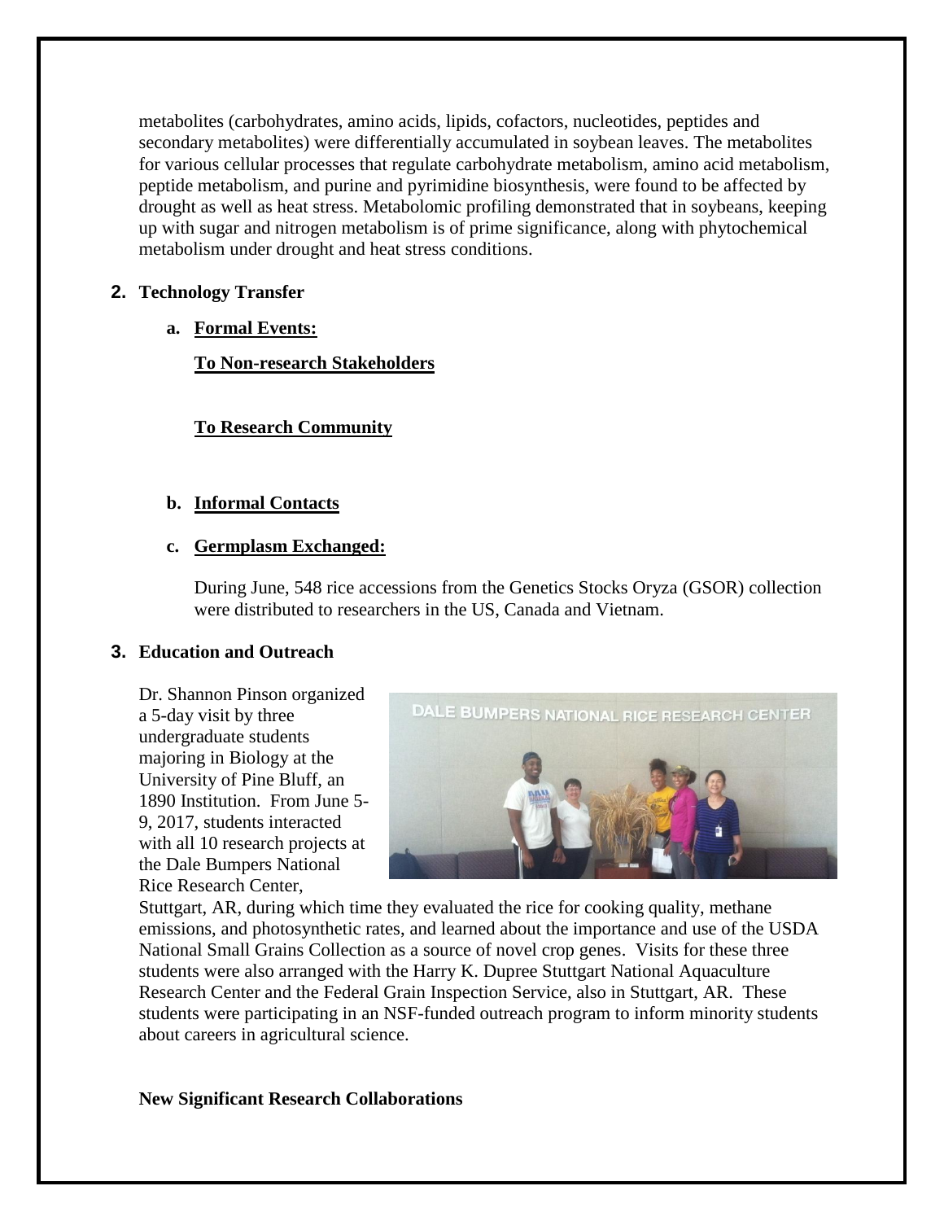metabolites (carbohydrates, amino acids, lipids, cofactors, nucleotides, peptides and secondary metabolites) were differentially accumulated in soybean leaves. The metabolites for various cellular processes that regulate carbohydrate metabolism, amino acid metabolism, peptide metabolism, and purine and pyrimidine biosynthesis, were found to be affected by drought as well as heat stress. Metabolomic profiling demonstrated that in soybeans, keeping up with sugar and nitrogen metabolism is of prime significance, along with phytochemical metabolism under drought and heat stress conditions.

## 2. Technology Transfer

### a. Formal Events:

**To Non-research Stakeholders**

**To Research Community**

### b. Informal Contacts

### c. Germplasm Exchanged:

During June, 548 rice accessions from the Genetics Stocks Oryza (GSOR) collection were distributed to researchers in the US, Canada and Vietnam.

## 3. Education and Outreach

Dr. Shannon Pinson organized a 5-day visit by three undergraduate students majoring in Biology at the University of Pine Bluff, an 1890 Institution. From June 5-9, 2017, students interacted with all 10 research projects at the Dale Bumpers National Rice Research Center, Stuttgart, AR, during which time they evaluated the rice for cooking quality, methane emissions, and photosynthetic rates, and learned about the importance and use of the USDA National Small Grains Collection as a source of novel crop genes. Visits for these three students were also arranged with the Harry K. Dupree Stuttgart National Aquaculture Research Center and the Federal Grain Inspection Service, also in Stuttgart, AR. These students were participating in an NSF-funded outreach program to inform minority students about careers in agricultural science.

**New Significant Research Collaborations**